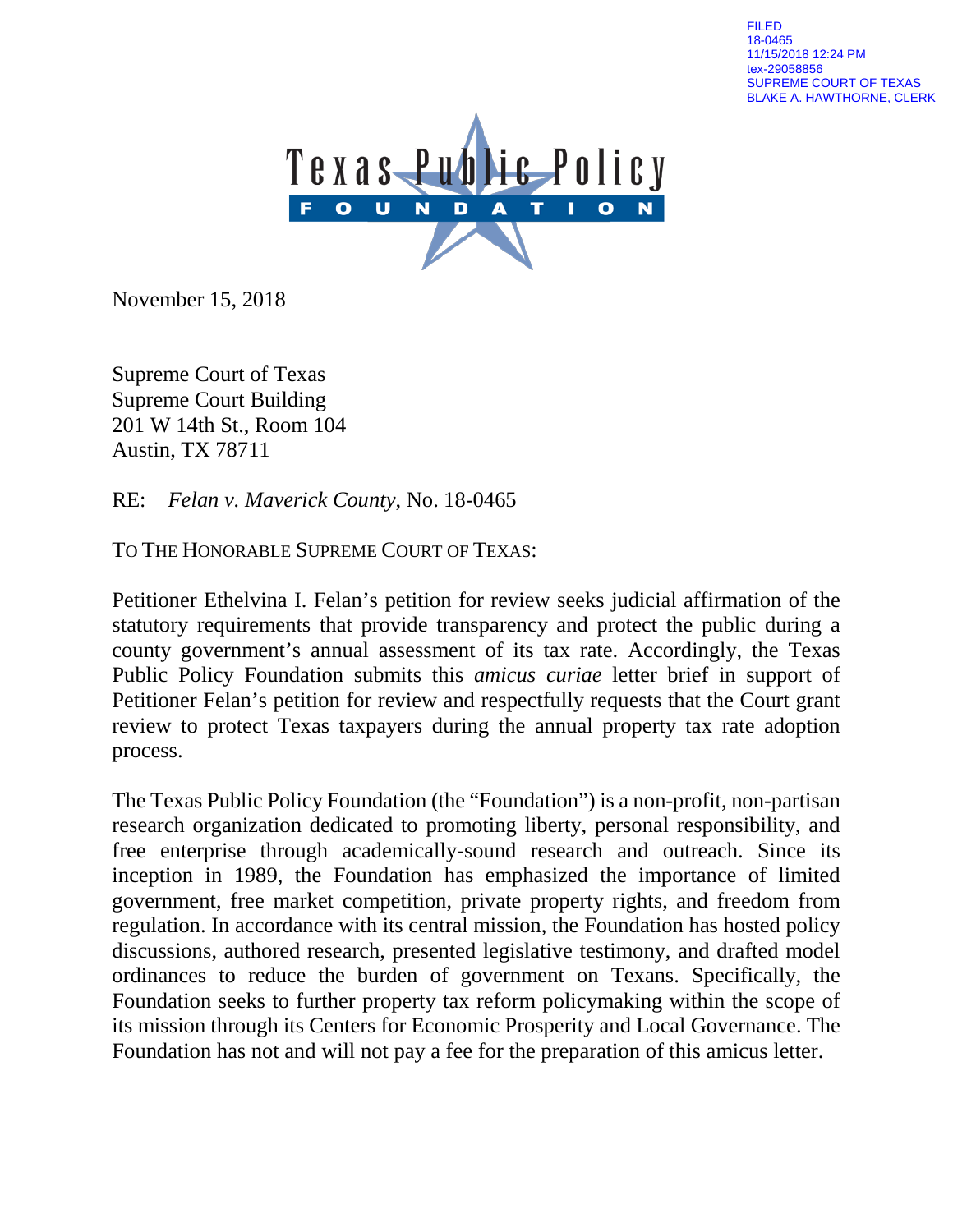FILED
18-0465
11/15/2018 12:24 PM
tex-29058856
SUPREME COURT OF TEXAS
BLAKE A. HAWTHORNE, CLERK

Texas Public Policy FOUNDATION

November 15, 2018

Supreme Court of Texas
Supreme Court Building
201 W 14th St., Room 104
Austin, TX 78711

RE: *Felan v. Maverick County*, No. 18-0465

TO THE HONORABLE SUPREME COURT OF TEXAS:

Petitioner Ethelvina I. Felan's petition for review seeks judicial affirmation of the statutory requirements that provide transparency and protect the public during a county government's annual assessment of its tax rate. Accordingly, the Texas Public Policy Foundation submits this *amicus curiae* letter brief in support of Petitioner Felan's petition for review and respectfully requests that the Court grant review to protect Texas taxpayers during the annual property tax rate adoption process.

The Texas Public Policy Foundation (the "Foundation") is a non-profit, non-partisan research organization dedicated to promoting liberty, personal responsibility, and free enterprise through academically-sound research and outreach. Since its inception in 1989, the Foundation has emphasized the importance of limited government, free market competition, private property rights, and freedom from regulation. In accordance with its central mission, the Foundation has hosted policy discussions, authored research, presented legislative testimony, and drafted model ordinances to reduce the burden of government on Texans. Specifically, the Foundation seeks to further property tax reform policymaking within the scope of its mission through its Centers for Economic Prosperity and Local Governance. The Foundation has not and will not pay a fee for the preparation of this amicus letter.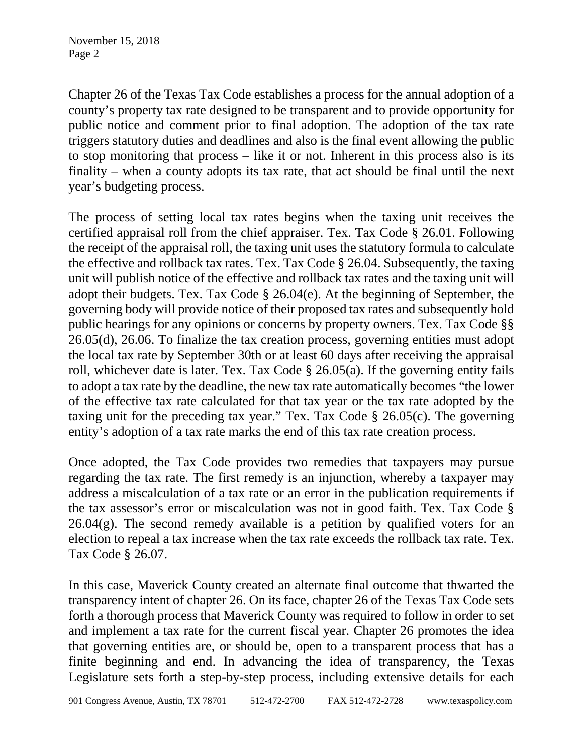Chapter 26 of the Texas Tax Code establishes a process for the annual adoption of a county's property tax rate designed to be transparent and to provide opportunity for public notice and comment prior to final adoption. The adoption of the tax rate triggers statutory duties and deadlines and also is the final event allowing the public to stop monitoring that process – like it or not. Inherent in this process also is its finality – when a county adopts its tax rate, that act should be final until the next year's budgeting process.

The process of setting local tax rates begins when the taxing unit receives the certified appraisal roll from the chief appraiser. Tex. Tax Code § 26.01. Following the receipt of the appraisal roll, the taxing unit uses the statutory formula to calculate the effective and rollback tax rates. Tex. Tax Code § 26.04. Subsequently, the taxing unit will publish notice of the effective and rollback tax rates and the taxing unit will adopt their budgets. Tex. Tax Code § 26.04(e). At the beginning of September, the governing body will provide notice of their proposed tax rates and subsequently hold public hearings for any opinions or concerns by property owners. Tex. Tax Code §§ 26.05(d), 26.06. To finalize the tax creation process, governing entities must adopt the local tax rate by September 30th or at least 60 days after receiving the appraisal roll, whichever date is later. Tex. Tax Code § 26.05(a). If the governing entity fails to adopt a tax rate by the deadline, the new tax rate automatically becomes "the lower of the effective tax rate calculated for that tax year or the tax rate adopted by the taxing unit for the preceding tax year." Tex. Tax Code § 26.05(c). The governing entity's adoption of a tax rate marks the end of this tax rate creation process.

Once adopted, the Tax Code provides two remedies that taxpayers may pursue regarding the tax rate. The first remedy is an injunction, whereby a taxpayer may address a miscalculation of a tax rate or an error in the publication requirements if the tax assessor's error or miscalculation was not in good faith. Tex. Tax Code § 26.04(g). The second remedy available is a petition by qualified voters for an election to repeal a tax increase when the tax rate exceeds the rollback tax rate. Tex. Tax Code § 26.07.

In this case, Maverick County created an alternate final outcome that thwarted the transparency intent of chapter 26. On its face, chapter 26 of the Texas Tax Code sets forth a thorough process that Maverick County was required to follow in order to set and implement a tax rate for the current fiscal year. Chapter 26 promotes the idea that governing entities are, or should be, open to a transparent process that has a finite beginning and end. In advancing the idea of transparency, the Texas Legislature sets forth a step-by-step process, including extensive details for each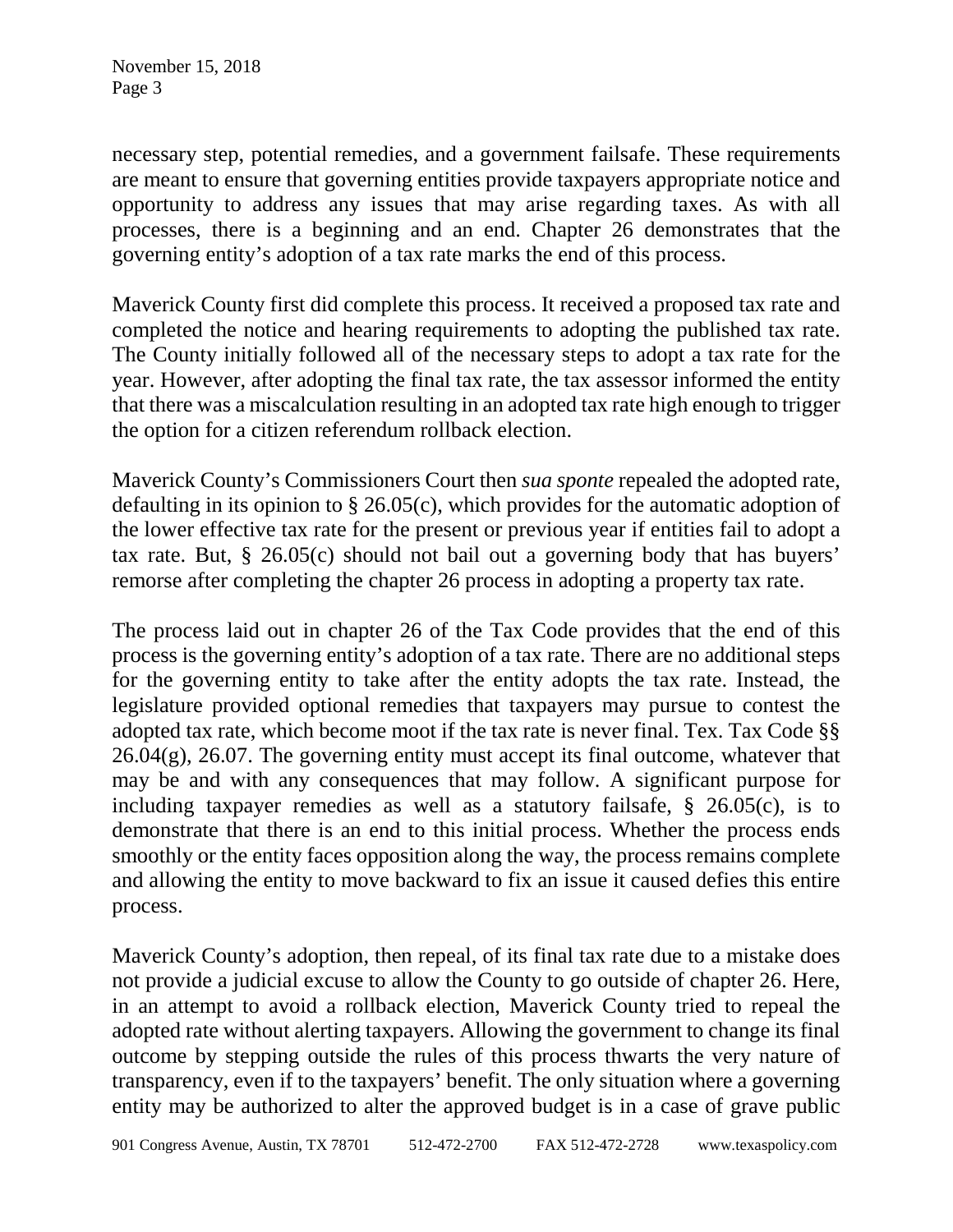necessary step, potential remedies, and a government failsafe. These requirements are meant to ensure that governing entities provide taxpayers appropriate notice and opportunity to address any issues that may arise regarding taxes. As with all processes, there is a beginning and an end. Chapter 26 demonstrates that the governing entity's adoption of a tax rate marks the end of this process.

Maverick County first did complete this process. It received a proposed tax rate and completed the notice and hearing requirements to adopting the published tax rate. The County initially followed all of the necessary steps to adopt a tax rate for the year. However, after adopting the final tax rate, the tax assessor informed the entity that there was a miscalculation resulting in an adopted tax rate high enough to trigger the option for a citizen referendum rollback election.

Maverick County's Commissioners Court then *sua sponte* repealed the adopted rate, defaulting in its opinion to § 26.05(c), which provides for the automatic adoption of the lower effective tax rate for the present or previous year if entities fail to adopt a tax rate. But, § 26.05(c) should not bail out a governing body that has buyers' remorse after completing the chapter 26 process in adopting a property tax rate.

The process laid out in chapter 26 of the Tax Code provides that the end of this process is the governing entity's adoption of a tax rate. There are no additional steps for the governing entity to take after the entity adopts the tax rate. Instead, the legislature provided optional remedies that taxpayers may pursue to contest the adopted tax rate, which become moot if the tax rate is never final. Tex. Tax Code §§ 26.04(g), 26.07. The governing entity must accept its final outcome, whatever that may be and with any consequences that may follow. A significant purpose for including taxpayer remedies as well as a statutory failsafe, § 26.05(c), is to demonstrate that there is an end to this initial process. Whether the process ends smoothly or the entity faces opposition along the way, the process remains complete and allowing the entity to move backward to fix an issue it caused defies this entire process.

Maverick County's adoption, then repeal, of its final tax rate due to a mistake does not provide a judicial excuse to allow the County to go outside of chapter 26. Here, in an attempt to avoid a rollback election, Maverick County tried to repeal the adopted rate without alerting taxpayers. Allowing the government to change its final outcome by stepping outside the rules of this process thwarts the very nature of transparency, even if to the taxpayers' benefit. The only situation where a governing entity may be authorized to alter the approved budget is in a case of grave public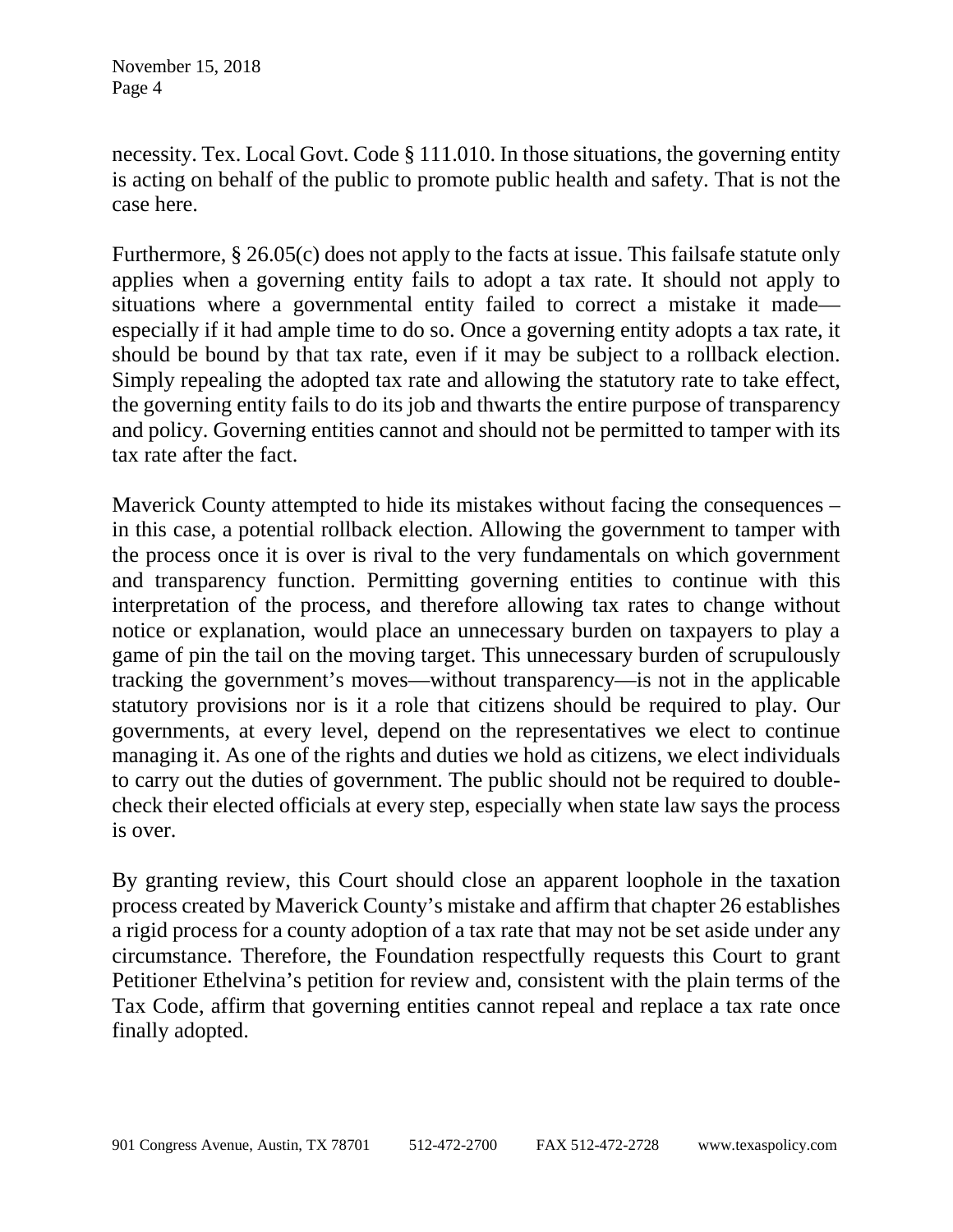necessity. Tex. Local Govt. Code § 111.010. In those situations, the governing entity is acting on behalf of the public to promote public health and safety. That is not the case here.

Furthermore, § 26.05(c) does not apply to the facts at issue. This failsafe statute only applies when a governing entity fails to adopt a tax rate. It should not apply to situations where a governmental entity failed to correct a mistake it made—especially if it had ample time to do so. Once a governing entity adopts a tax rate, it should be bound by that tax rate, even if it may be subject to a rollback election. Simply repealing the adopted tax rate and allowing the statutory rate to take effect, the governing entity fails to do its job and thwarts the entire purpose of transparency and policy. Governing entities cannot and should not be permitted to tamper with its tax rate after the fact.

Maverick County attempted to hide its mistakes without facing the consequences – in this case, a potential rollback election. Allowing the government to tamper with the process once it is over is rival to the very fundamentals on which government and transparency function. Permitting governing entities to continue with this interpretation of the process, and therefore allowing tax rates to change without notice or explanation, would place an unnecessary burden on taxpayers to play a game of pin the tail on the moving target. This unnecessary burden of scrupulously tracking the government's moves—without transparency—is not in the applicable statutory provisions nor is it a role that citizens should be required to play. Our governments, at every level, depend on the representatives we elect to continue managing it. As one of the rights and duties we hold as citizens, we elect individuals to carry out the duties of government. The public should not be required to double-check their elected officials at every step, especially when state law says the process is over.

By granting review, this Court should close an apparent loophole in the taxation process created by Maverick County's mistake and affirm that chapter 26 establishes a rigid process for a county adoption of a tax rate that may not be set aside under any circumstance. Therefore, the Foundation respectfully requests this Court to grant Petitioner Ethelvina's petition for review and, consistent with the plain terms of the Tax Code, affirm that governing entities cannot repeal and replace a tax rate once finally adopted.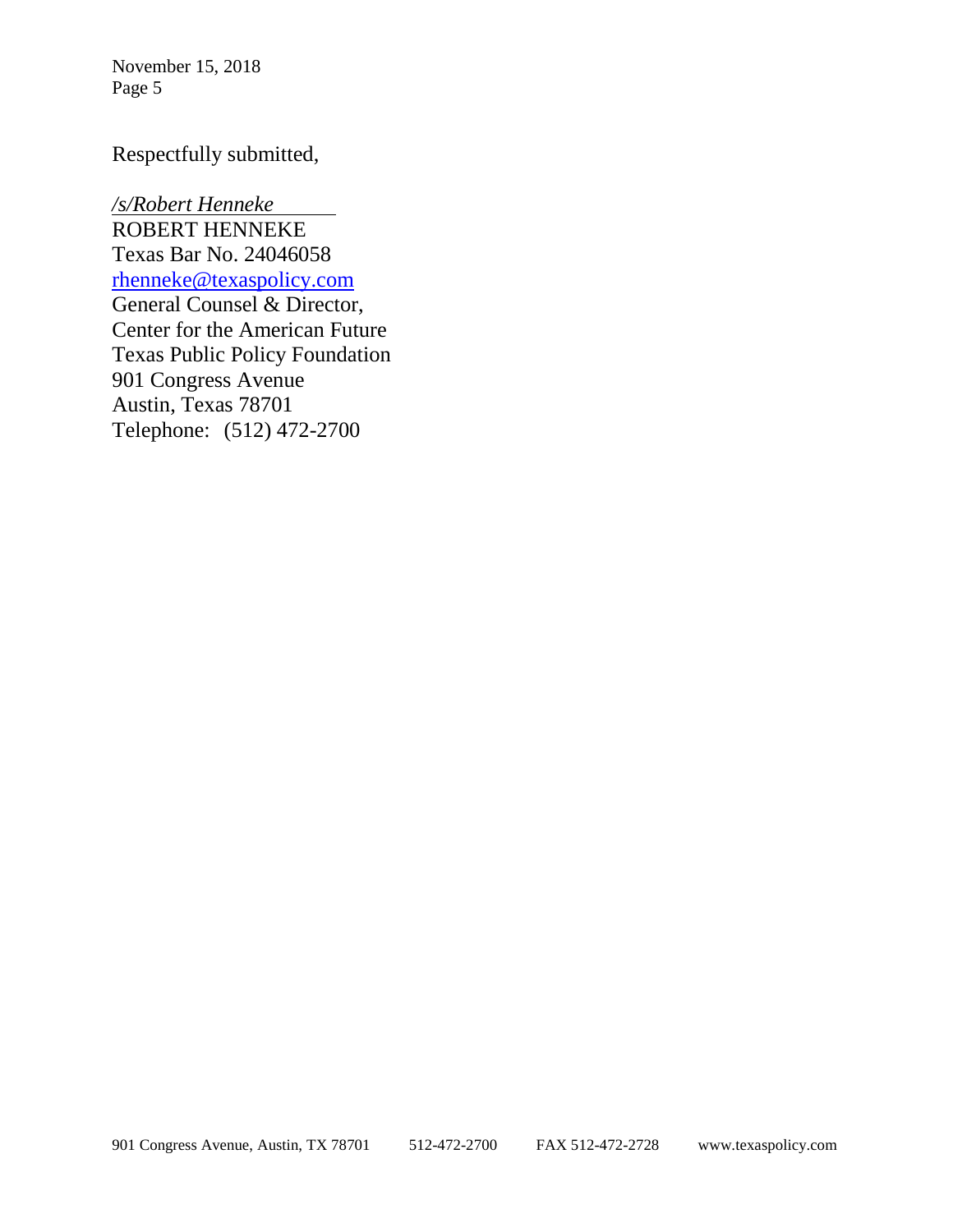Respectfully submitted,

*/s/Robert Henneke*  
ROBERT HENNEKE  
Texas Bar No. 24046058  
rhenneke@texaspolicy.com  
General Counsel & Director,  
Center for the American Future  
Texas Public Policy Foundation  
901 Congress Avenue  
Austin, Texas 78701  
Telephone: (512) 472-2700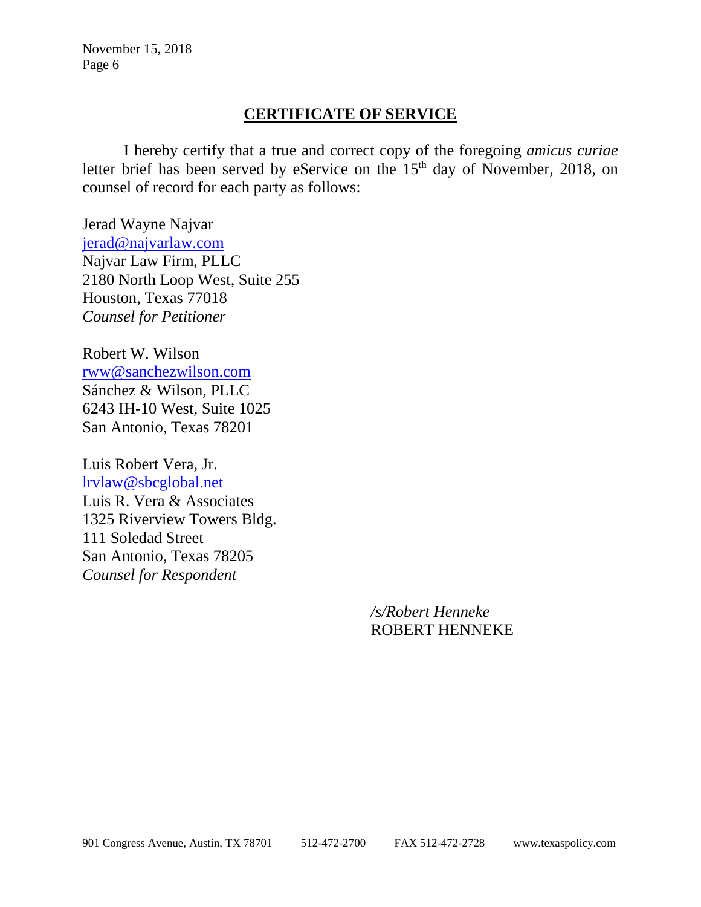## CERTIFICATE OF SERVICE

I hereby certify that a true and correct copy of the foregoing *amicus curiae* letter brief has been served by eService on the 15th day of November, 2018, on counsel of record for each party as follows:

Jerad Wayne Najvar
jerad@najvarlaw.com
Najvar Law Firm, PLLC
2180 North Loop West, Suite 255
Houston, Texas 77018
*Counsel for Petitioner*

Robert W. Wilson
rww@sanchezwilson.com
Sánchez & Wilson, PLLC
6243 IH-10 West, Suite 1025
San Antonio, Texas 78201

Luis Robert Vera, Jr.
lrvlaw@sbcglobal.net
Luis R. Vera & Associates
1325 Riverview Towers Bldg.
111 Soledad Street
San Antonio, Texas 78205
*Counsel for Respondent*

*/s/Robert Henneke*
ROBERT HENNEKE